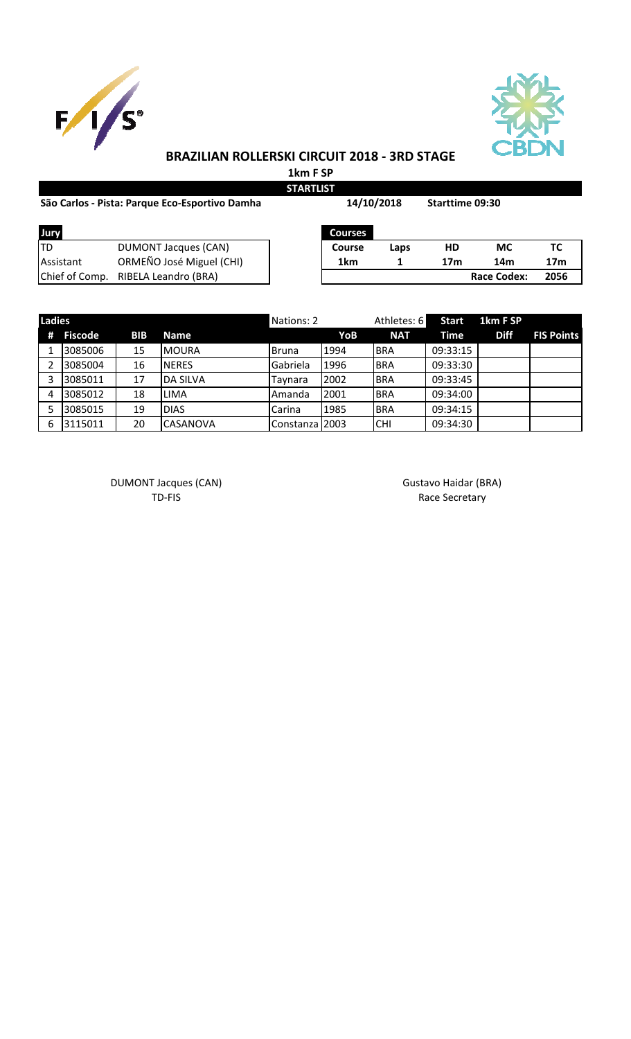# BRAZILIAN ROLLERSKI CIRCUIT 2018 - 3RD STAGE

**1km F SP**

**STARTLIST**

**São Carlos - Pista: Parque Eco-Esportivo Damha** | **14/10/2018** | **Starttime 09:30**

| Jury | |
|---|---|
| TD | DUMONT Jacques (CAN) |
| Assistant | ORMEÑO José Miguel (CHI) |
| Chief of Comp. | RIBELA Leandro (BRA) |

| Courses | | | | |
|---|---|---|---|---|
| **Course** | **Laps** | **HD** | **MC** | **TC** |
| **1km** | **1** | **17m** | **14m** | **17m** |
| | | | **Race Codex:** | **2056** |

| Ladies | | | | Nations: 2 | | Athletes: 6 | Start | 1km F SP | |
|---|---|---|---|---|---|---|---|---|---|
| # | Fiscode | BIB | Name | | YoB | NAT | Time | Diff | FIS Points |
| 1 | 3085006 | 15 | MOURA | Bruna | 1994 | BRA | 09:33:15 | | |
| 2 | 3085004 | 16 | NERES | Gabriela | 1996 | BRA | 09:33:30 | | |
| 3 | 3085011 | 17 | DA SILVA | Taynara | 2002 | BRA | 09:33:45 | | |
| 4 | 3085012 | 18 | LIMA | Amanda | 2001 | BRA | 09:34:00 | | |
| 5 | 3085015 | 19 | DIAS | Carina | 1985 | BRA | 09:34:15 | | |
| 6 | 3115011 | 20 | CASANOVA | Constanza | 2003 | CHI | 09:34:30 | | |

DUMONT Jacques (CAN)
TD-FIS

Gustavo Haidar (BRA)
Race Secretary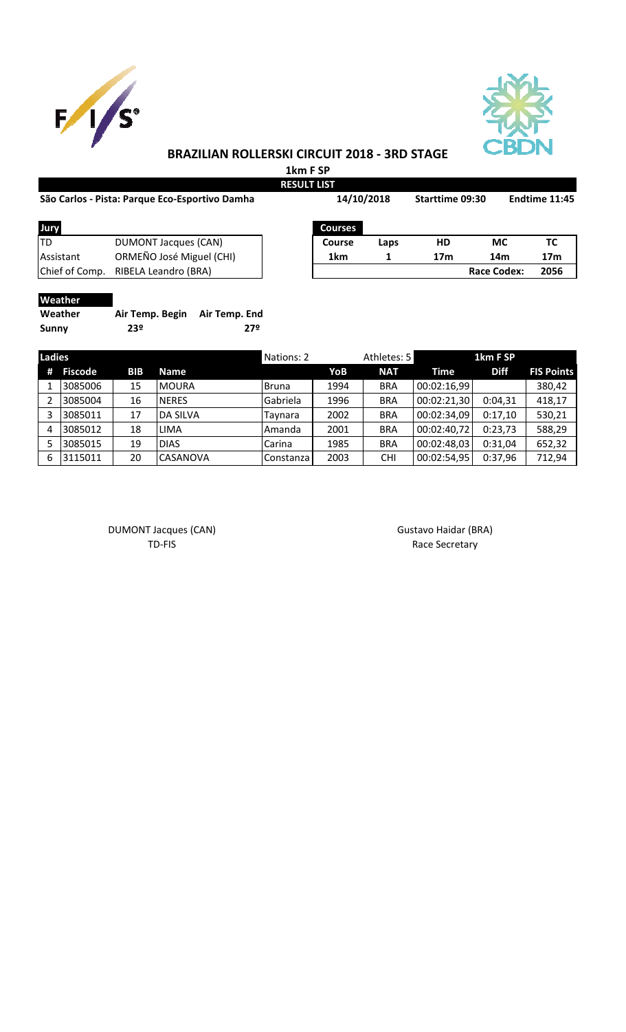# BRAZILIAN ROLLERSKI CIRCUIT 2018 - 3RD STAGE

**1km F SP**

**RESULT LIST**

**São Carlos - Pista: Parque Eco-Esportivo Damha** | **14/10/2018** | **Starttime 09:30** | **Endtime 11:45**

| Jury | |
|---|---|
| TD | DUMONT Jacques (CAN) |
| Assistant | ORMEÑO José Miguel (CHI) |
| Chief of Comp. | RIBELA Leandro (BRA) |

| Courses | | | | |
|---|---|---|---|---|
| Course | Laps | HD | MC | TC |
| 1km | 1 | 17m | 14m | 17m |
| | | | Race Codex: | 2056 |

**Weather**

| Weather | Air Temp. Begin | Air Temp. End |
|---|---|---|
| Sunny | 23º | 27º |

| Ladies | | | | Nations: 2 | | Athletes: 5 | 1km F SP | | |
|---|---|---|---|---|---|---|---|---|---|
| # | Fiscode | BIB | Name | | YoB | NAT | Time | Diff | FIS Points |
| 1 | 3085006 | 15 | MOURA | Bruna | 1994 | BRA | 00:02:16,99 | | 380,42 |
| 2 | 3085004 | 16 | NERES | Gabriela | 1996 | BRA | 00:02:21,30 | 0:04,31 | 418,17 |
| 3 | 3085011 | 17 | DA SILVA | Taynara | 2002 | BRA | 00:02:34,09 | 0:17,10 | 530,21 |
| 4 | 3085012 | 18 | LIMA | Amanda | 2001 | BRA | 00:02:40,72 | 0:23,73 | 588,29 |
| 5 | 3085015 | 19 | DIAS | Carina | 1985 | BRA | 00:02:48,03 | 0:31,04 | 652,32 |
| 6 | 3115011 | 20 | CASANOVA | Constanza | 2003 | CHI | 00:02:54,95 | 0:37,96 | 712,94 |

DUMONT Jacques (CAN)
TD-FIS

Gustavo Haidar (BRA)
Race Secretary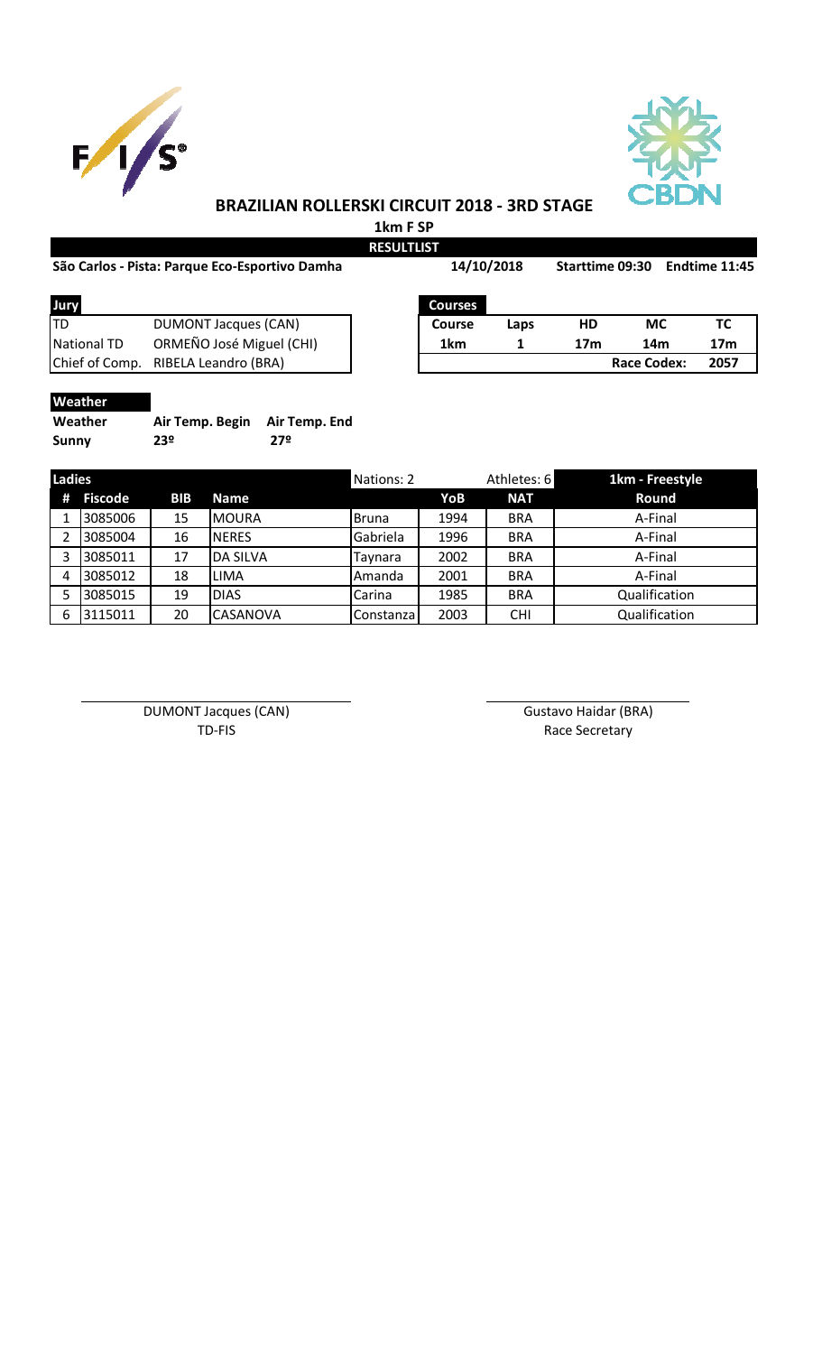# BRAZILIAN ROLLERSKI CIRCUIT 2018 - 3RD STAGE

**1km F SP**

**RESULTLIST**

**São Carlos - Pista: Parque Eco-Esportivo Damha** | **14/10/2018** | **Starttime 09:30** | **Endtime 11:45**

| Jury | |
|---|---|
| TD | DUMONT Jacques (CAN) |
| National TD | ORMEÑO José Miguel (CHI) |
| Chief of Comp. | RIBELA Leandro (BRA) |

| Courses | | | | |
|---|---|---|---|---|
| Course | Laps | HD | MC | TC |
| 1km | 1 | 17m | 14m | 17m |
| | | | Race Codex: | 2057 |

**Weather**

| Weather | Air Temp. Begin | Air Temp. End |
|---|---|---|
| Sunny | 23º | 27º |

| Ladies | | | | Nations: 2 | | Athletes: 6 | 1km - Freestyle |
|---|---|---|---|---|---|---|---|
| # | Fiscode | BIB | Name | | YoB | NAT | Round |
| 1 | 3085006 | 15 | MOURA | Bruna | 1994 | BRA | A-Final |
| 2 | 3085004 | 16 | NERES | Gabriela | 1996 | BRA | A-Final |
| 3 | 3085011 | 17 | DA SILVA | Taynara | 2002 | BRA | A-Final |
| 4 | 3085012 | 18 | LIMA | Amanda | 2001 | BRA | A-Final |
| 5 | 3085015 | 19 | DIAS | Carina | 1985 | BRA | Qualification |
| 6 | 3115011 | 20 | CASANOVA | Constanza | 2003 | CHI | Qualification |

DUMONT Jacques (CAN)
TD-FIS

Gustavo Haidar (BRA)
Race Secretary